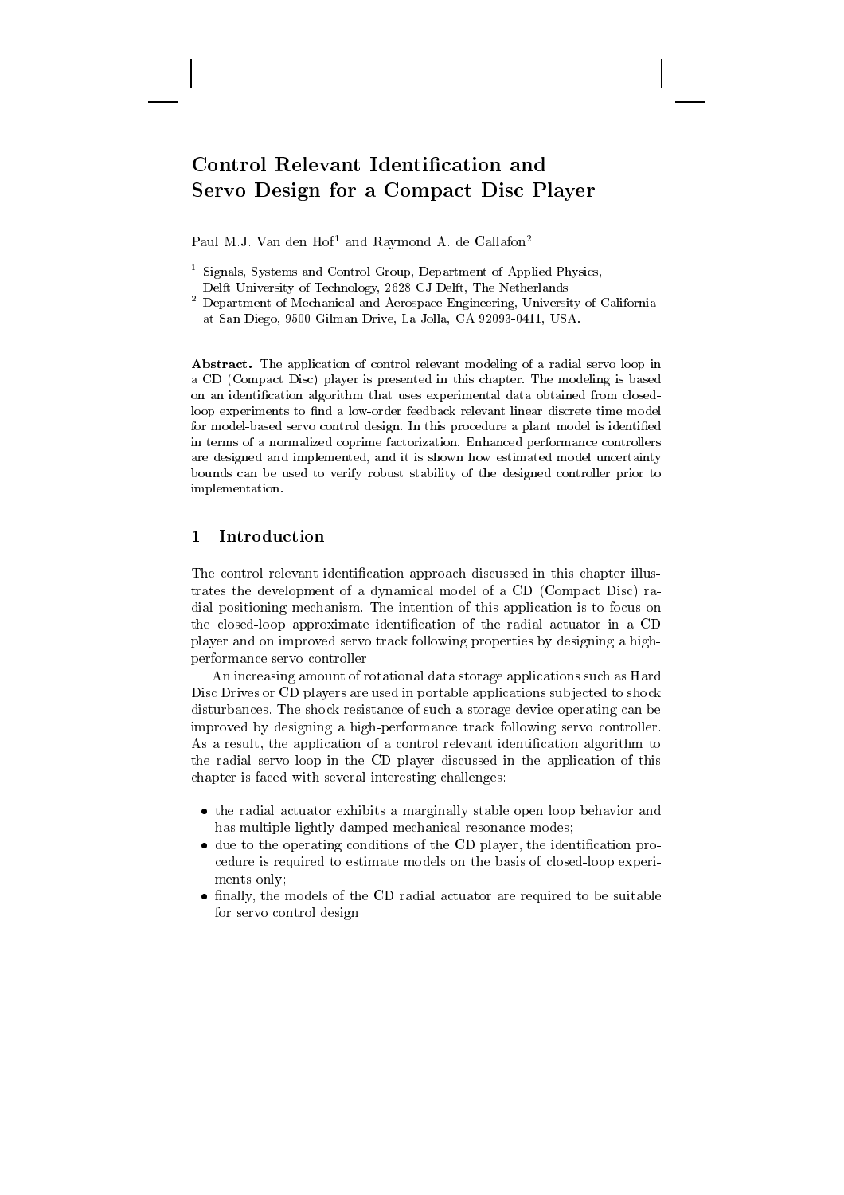# Control Relevant Identification and Servo Design for a Compact Disc Player

Paul M.J. Van den Hof[1] and Raymond A. de Callafon[2]

[1] Signals, Systems and Control Group, Department of Applied Physics, Delft University of Technology, 2628 CJ Delft, The Netherlands

[2] Department of Mechanical and Aerospace Engineering, University of California at San Diego, 9500 Gilman Drive, La Jolla, CA 92093-0411, USA.

**Abstract.** The application of control relevant modeling of a radial servo loop in a CD (Compact Disc) player is presented in this chapter. The modeling is based on an identification algorithm that uses experimental data obtained from closed-loop experiments to find a low-order feedback relevant linear discrete time model for model-based servo control design. In this procedure a plant model is identified in terms of a normalized coprime factorization. Enhanced performance controllers are designed and implemented, and it is shown how estimated model uncertainty bounds can be used to verify robust stability of the designed controller prior to implementation.

## 1 Introduction

The control relevant identification approach discussed in this chapter illustrates the development of a dynamical model of a CD (Compact Disc) radial positioning mechanism. The intention of this application is to focus on the closed-loop approximate identification of the radial actuator in a CD player and on improved servo track following properties by designing a high-performance servo controller.

An increasing amount of rotational data storage applications such as Hard Disc Drives or CD players are used in portable applications subjected to shock disturbances. The shock resistance of such a storage device operating can be improved by designing a high-performance track following servo controller. As a result, the application of a control relevant identification algorithm to the radial servo loop in the CD player discussed in the application of this chapter is faced with several interesting challenges:

- the radial actuator exhibits a marginally stable open loop behavior and has multiple lightly damped mechanical resonance modes;
- due to the operating conditions of the CD player, the identification procedure is required to estimate models on the basis of closed-loop experiments only;
- finally, the models of the CD radial actuator are required to be suitable for servo control design.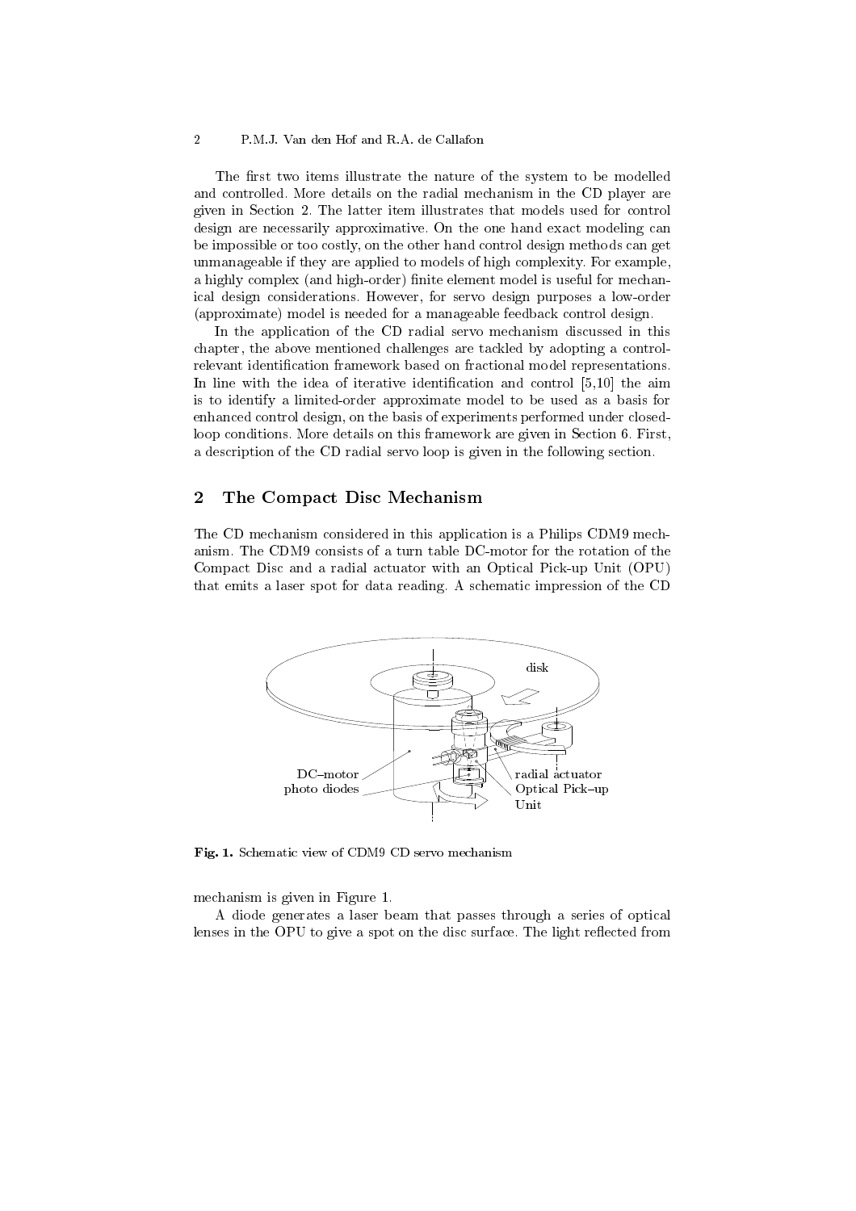The first two items illustrate the nature of the system to be modelled and controlled. More details on the radial mechanism in the CD player are given in Section 2. The latter item illustrates that models used for control design are necessarily approximative. On the one hand exact modeling can be impossible or too costly, on the other hand control design methods can get unmanageable if they are applied to models of high complexity. For example, a highly complex (and high-order) finite element model is useful for mechanical design considerations. However, for servo design purposes a low-order (approximate) model is needed for a manageable feedback control design.

In the application of the CD radial servo mechanism discussed in this chapter, the above mentioned challenges are tackled by adopting a control-relevant identification framework based on fractional model representations. In line with the idea of iterative identification and control [5,10] the aim is to identify a limited-order approximate model to be used as a basis for enhanced control design, on the basis of experiments performed under closed-loop conditions. More details on this framework are given in Section 6. First, a description of the CD radial servo loop is given in the following section.

## 2 The Compact Disc Mechanism

The CD mechanism considered in this application is a Philips CDM9 mechanism. The CDM9 consists of a turn table DC-motor for the rotation of the Compact Disc and a radial actuator with an Optical Pick-up Unit (OPU) that emits a laser spot for data reading. A schematic impression of the CD mechanism is given in Figure 1.

**Fig. 1.** Schematic view of CDM9 CD servo mechanism

A diode generates a laser beam that passes through a series of optical lenses in the OPU to give a spot on the disc surface. The light reflected from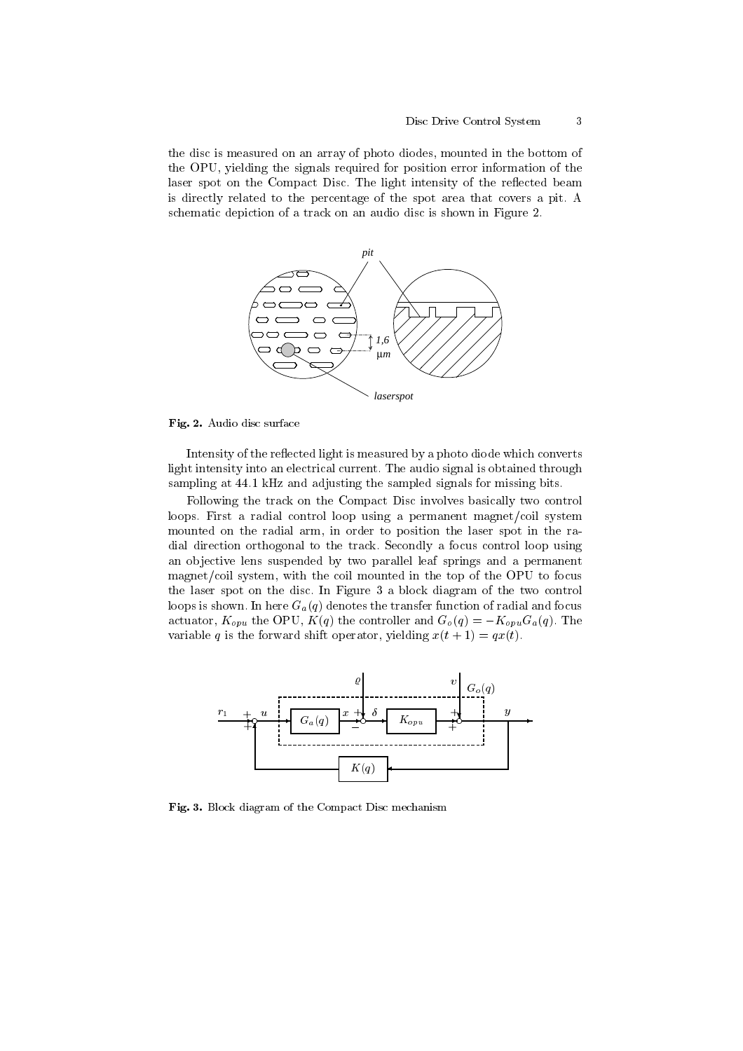the disc is measured on an array of photo diodes, mounted in the bottom of the OPU, yielding the signals required for position error information of the laser spot on the Compact Disc. The light intensity of the reflected beam is directly related to the percentage of the spot area that covers a pit. A schematic depiction of a track on an audio disc is shown in Figure 2.

**Fig. 2.** Audio disc surface

Intensity of the reflected light is measured by a photo diode which converts light intensity into an electrical current. The audio signal is obtained through sampling at 44.1 kHz and adjusting the sampled signals for missing bits.

Following the track on the Compact Disc involves basically two control loops. First a radial control loop using a permanent magnet/coil system mounted on the radial arm, in order to position the laser spot in the radial direction orthogonal to the track. Secondly a focus control loop using an objective lens suspended by two parallel leaf springs and a permanent magnet/coil system, with the coil mounted in the top of the OPU to focus the laser spot on the disc. In Figure 3 a block diagram of the two control loops is shown. In here $G_a(q)$ denotes the transfer function of radial and focus actuator, $K_{opu}$ the OPU, $K(q)$ the controller and $G_o(q) = -K_{opu}G_a(q)$. The variable $q$ is the forward shift operator, yielding $x(t+1) = qx(t)$.

**Fig. 3.** Block diagram of the Compact Disc mechanism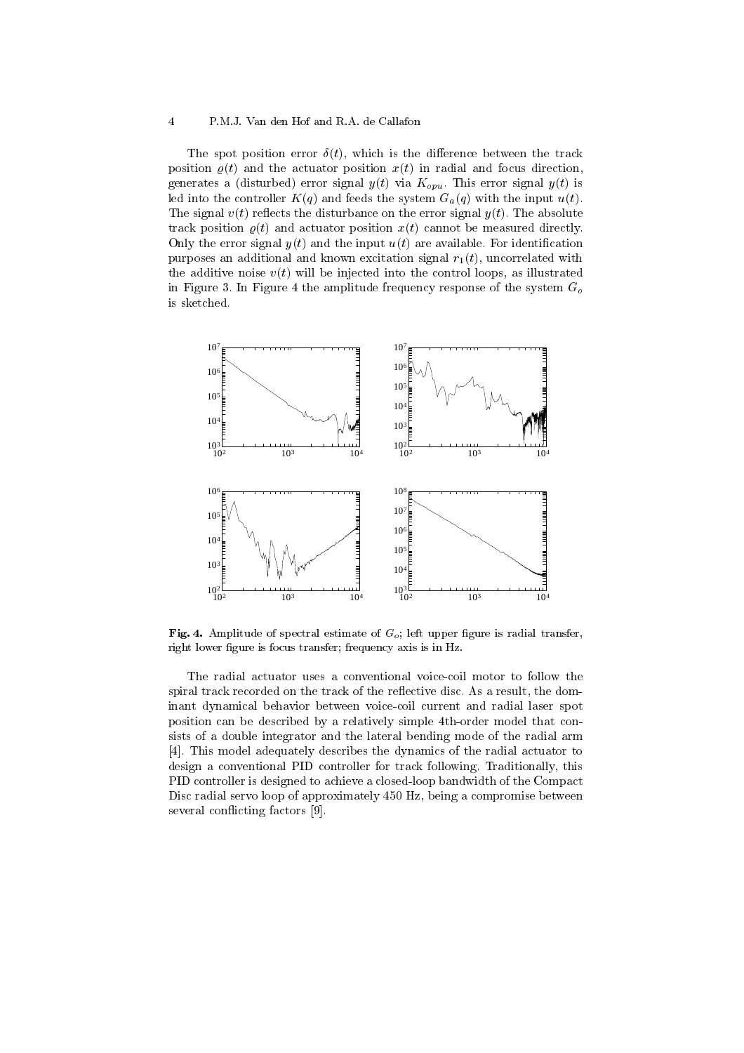The spot position error $\delta(t)$, which is the difference between the track position $\varrho(t)$ and the actuator position $x(t)$ in radial and focus direction, generates a (disturbed) error signal $y(t)$ via $K_{opu}$. This error signal $y(t)$ is led into the controller $K(q)$ and feeds the system $G_a(q)$ with the input $u(t)$. The signal $v(t)$ reflects the disturbance on the error signal $y(t)$. The absolute track position $\varrho(t)$ and actuator position $x(t)$ cannot be measured directly. Only the error signal $y(t)$ and the input $u(t)$ are available. For identification purposes an additional and known excitation signal $r_1(t)$, uncorrelated with the additive noise $v(t)$ will be injected into the control loops, as illustrated in Figure 3. In Figure 4 the amplitude frequency response of the system $G_o$ is sketched.

**Fig. 4.** Amplitude of spectral estimate of $G_o$; left upper figure is radial transfer, right lower figure is focus transfer; frequency axis is in Hz.

The radial actuator uses a conventional voice-coil motor to follow the spiral track recorded on the track of the reflective disc. As a result, the dominant dynamical behavior between voice-coil current and radial laser spot position can be described by a relatively simple 4th-order model that consists of a double integrator and the lateral bending mode of the radial arm [4]. This model adequately describes the dynamics of the radial actuator to design a conventional PID controller for track following. Traditionally, this PID controller is designed to achieve a closed-loop bandwidth of the Compact Disc radial servo loop of approximately 450 Hz, being a compromise between several conflicting factors [9].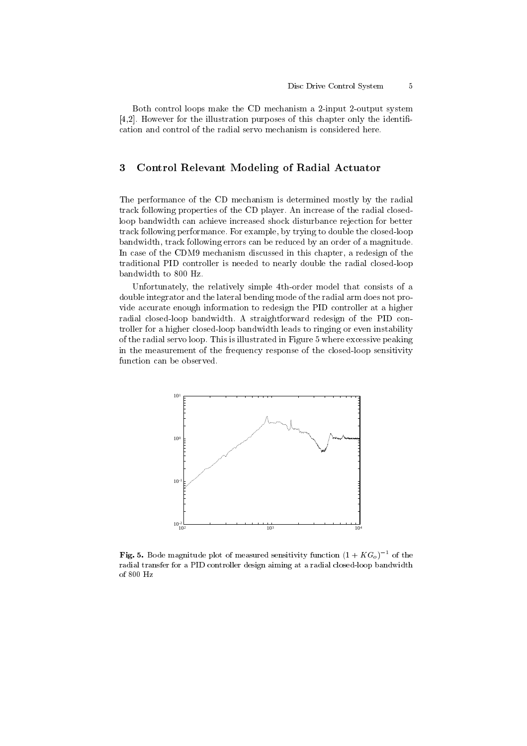Both control loops make the CD mechanism a 2-input 2-output system [4,2]. However for the illustration purposes of this chapter only the identification and control of the radial servo mechanism is considered here.

## 3 Control Relevant Modeling of Radial Actuator

The performance of the CD mechanism is determined mostly by the radial track following properties of the CD player. An increase of the radial closed-loop bandwidth can achieve increased shock disturbance rejection for better track following performance. For example, by trying to double the closed-loop bandwidth, track following errors can be reduced by an order of a magnitude. In case of the CDM9 mechanism discussed in this chapter, a redesign of the traditional PID controller is needed to nearly double the radial closed-loop bandwidth to 800 Hz.

Unfortunately, the relatively simple 4th-order model that consists of a double integrator and the lateral bending mode of the radial arm does not provide accurate enough information to redesign the PID controller at a higher radial closed-loop bandwidth. A straightforward redesign of the PID controller for a higher closed-loop bandwidth leads to ringing or even instability of the radial servo loop. This is illustrated in Figure 5 where excessive peaking in the measurement of the frequency response of the closed-loop sensitivity function can be observed.

**Fig. 5.** Bode magnitude plot of measured sensitivity function $(1 + KG_o)^{-1}$ of the radial transfer for a PID controller design aiming at a radial closed-loop bandwidth of 800 Hz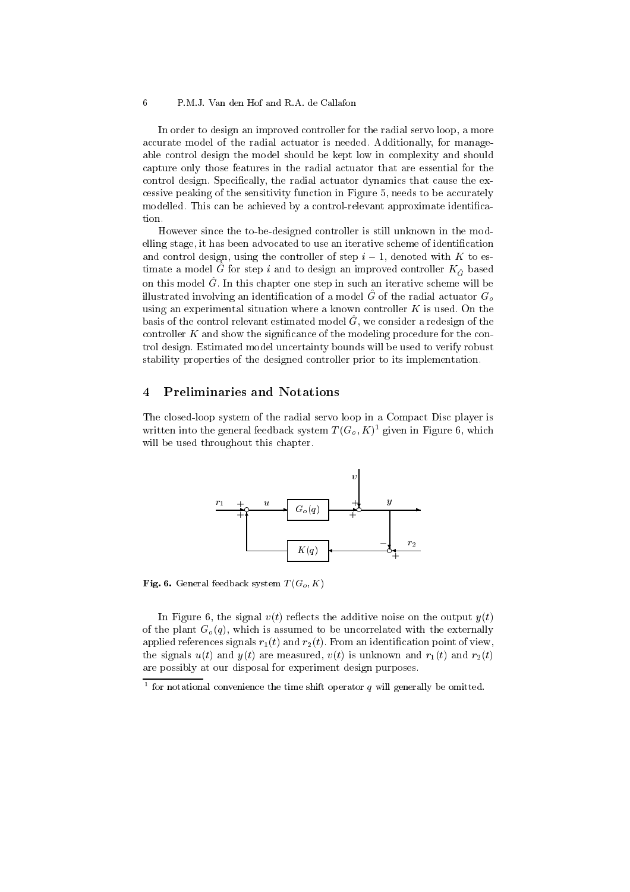In order to design an improved controller for the radial servo loop, a more accurate model of the radial actuator is needed. Additionally, for manageable control design the model should be kept low in complexity and should capture only those features in the radial actuator that are essential for the control design. Specifically, the radial actuator dynamics that cause the excessive peaking of the sensitivity function in Figure 5, needs to be accurately modelled. This can be achieved by a control-relevant approximate identification.

However since the to-be-designed controller is still unknown in the modelling stage, it has been advocated to use an iterative scheme of identification and control design, using the controller of step $i-1$, denoted with $K$ to estimate a model $\hat{G}$ for step $i$ and to design an improved controller $K_{\hat{G}}$ based on this model $\hat{G}$. In this chapter one step in such an iterative scheme will be illustrated involving an identification of a model $\hat{G}$ of the radial actuator $G_o$ using an experimental situation where a known controller $K$ is used. On the basis of the control relevant estimated model $\hat{G}$, we consider a redesign of the controller $K$ and show the significance of the modeling procedure for the control design. Estimated model uncertainty bounds will be used to verify robust stability properties of the designed controller prior to its implementation.

## 4 Preliminaries and Notations

The closed-loop system of the radial servo loop in a Compact Disc player is written into the general feedback system $T(G_o, K)$[1] given in Figure 6, which will be used throughout this chapter.

**Fig. 6.** General feedback system $T(G_o, K)$

In Figure 6, the signal $v(t)$ reflects the additive noise on the output $y(t)$ of the plant $G_o(q)$, which is assumed to be uncorrelated with the externally applied references signals $r_1(t)$ and $r_2(t)$. From an identification point of view, the signals $u(t)$ and $y(t)$ are measured, $v(t)$ is unknown and $r_1(t)$ and $r_2(t)$ are possibly at our disposal for experiment design purposes.

[1] for notational convenience the time shift operator $q$ will generally be omitted.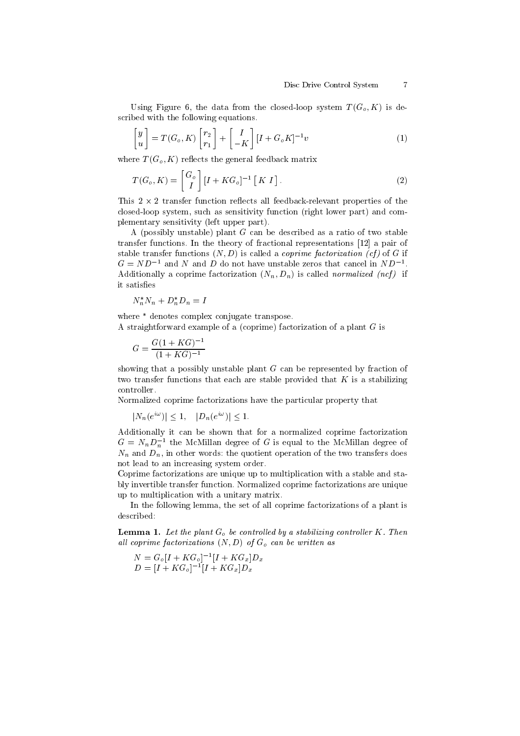Using Figure 6, the data from the closed-loop system $T(G_o, K)$ is described with the following equations.

$$\begin{bmatrix} y \\ u \end{bmatrix} = T(G_o, K) \begin{bmatrix} r_2 \\ r_1 \end{bmatrix} + \begin{bmatrix} I \\ -K \end{bmatrix} [I + G_o K]^{-1} v \tag{1}$$

where $T(G_o, K)$ reflects the general feedback matrix

$$T(G_o, K) = \begin{bmatrix} G_o \\ I \end{bmatrix} [I + KG_o]^{-1} \begin{bmatrix} K & I \end{bmatrix}. \tag{2}$$

This $2 \times 2$ transfer function reflects all feedback-relevant properties of the closed-loop system, such as sensitivity function (right lower part) and complementary sensitivity (left upper part).

A (possibly unstable) plant $G$ can be described as a ratio of two stable transfer functions. In the theory of fractional representations [12] a pair of stable transfer functions $(N, D)$ is called a *coprime factorization (cf)* of $G$ if $G = ND^{-1}$ and $N$ and $D$ do not have unstable zeros that cancel in $ND^{-1}$. Additionally a coprime factorization $(N_n, D_n)$ is called *normalized (ncf)* if it satisfies

$$N_n^* N_n + D_n^* D_n = I$$

where $*$ denotes complex conjugate transpose.
A straightforward example of a (coprime) factorization of a plant $G$ is

$$G = \frac{G(1 + KG)^{-1}}{(1 + KG)^{-1}}$$

showing that a possibly unstable plant $G$ can be represented by fraction of two transfer functions that each are stable provided that $K$ is a stabilizing controller.
Normalized coprime factorizations have the particular property that

$$|N_n(e^{i\omega})| \leq 1, \quad |D_n(e^{i\omega})| \leq 1.$$

Additionally it can be shown that for a normalized coprime factorization $G = N_n D_n^{-1}$ the McMillan degree of $G$ is equal to the McMillan degree of $N_n$ and $D_n$, in other words: the quotient operation of the two transfers does not lead to an increasing system order.
Coprime factorizations are unique up to multiplication with a stable and stably invertible transfer function. Normalized coprime factorizations are unique up to multiplication with a unitary matrix.

In the following lemma, the set of all coprime factorizations of a plant is described:

**Lemma 1.** *Let the plant $G_o$ be controlled by a stabilizing controller $K$. Then all coprime factorizations $(N, D)$ of $G_o$ can be written as*

$$\begin{aligned} N &= G_o[I + KG_o]^{-1}[I + KG_x]D_x \\ D &= [I + KG_o]^{-1}[I + KG_x]D_x \end{aligned}$$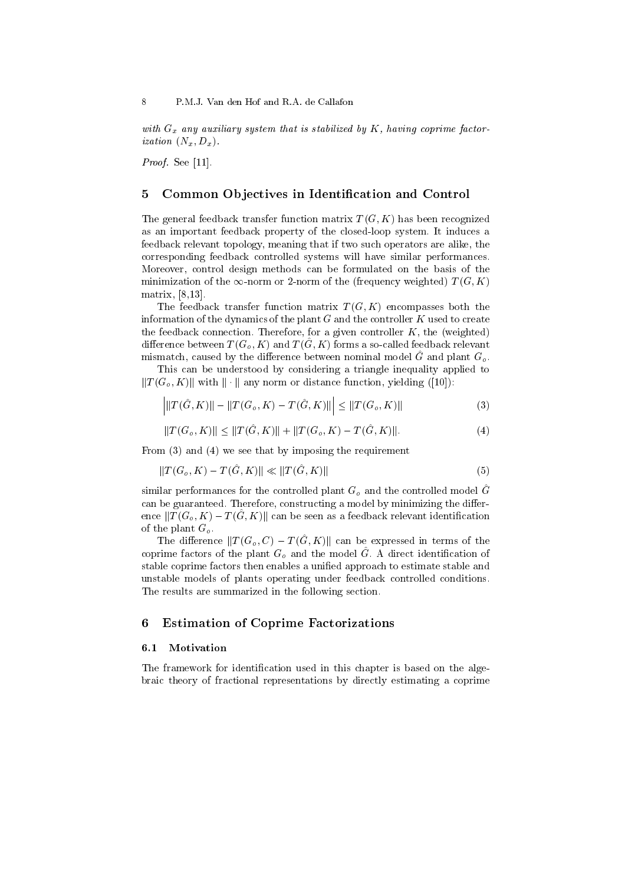*with $G_x$ any auxiliary system that is stabilized by $K$, having coprime factorization $(N_x, D_x)$.*

*Proof.* See [11].

## 5 Common Objectives in Identification and Control

The general feedback transfer function matrix $T(G,K)$ has been recognized as an important feedback property of the closed-loop system. It induces a feedback relevant topology, meaning that if two such operators are alike, the corresponding feedback controlled systems will have similar performances. Moreover, control design methods can be formulated on the basis of the minimization of the $\infty$-norm or 2-norm of the (frequency weighted) $T(G,K)$ matrix, [8,13].

The feedback transfer function matrix $T(G,K)$ encompasses both the information of the dynamics of the plant $G$ and the controller $K$ used to create the feedback connection. Therefore, for a given controller $K$, the (weighted) difference between $T(G_o,K)$ and $T(\hat{G},K)$ forms a so-called feedback relevant mismatch, caused by the difference between nominal model $\hat{G}$ and plant $G_o$.

This can be understood by considering a triangle inequality applied to $\|T(G_o,K)\|$ with $\|\cdot\|$ any norm or distance function, yielding ([10]):

$$\left| \|T(\hat{G},K)\| - \|T(G_o,K) - T(\hat{G},K)\| \right| \leq \|T(G_o,K)\| \tag{3}$$

$$\|T(G_o,K)\| \leq \|T(\hat{G},K)\| + \|T(G_o,K) - T(\hat{G},K)\|. \tag{4}$$

From (3) and (4) we see that by imposing the requirement

$$\|T(G_o,K) - T(\hat{G},K)\| \ll \|T(\hat{G},K)\| \tag{5}$$

similar performances for the controlled plant $G_o$ and the controlled model $\hat{G}$ can be guaranteed. Therefore, constructing a model by minimizing the difference $\|T(G_o,K) - T(\hat{G},K)\|$ can be seen as a feedback relevant identification of the plant $G_o$.

The difference $\|T(G_o,C) - T(\hat{G},K)\|$ can be expressed in terms of the coprime factors of the plant $G_o$ and the model $\hat{G}$. A direct identification of stable coprime factors then enables a unified approach to estimate stable and unstable models of plants operating under feedback controlled conditions. The results are summarized in the following section.

## 6 Estimation of Coprime Factorizations

### 6.1 Motivation

The framework for identification used in this chapter is based on the algebraic theory of fractional representations by directly estimating a coprime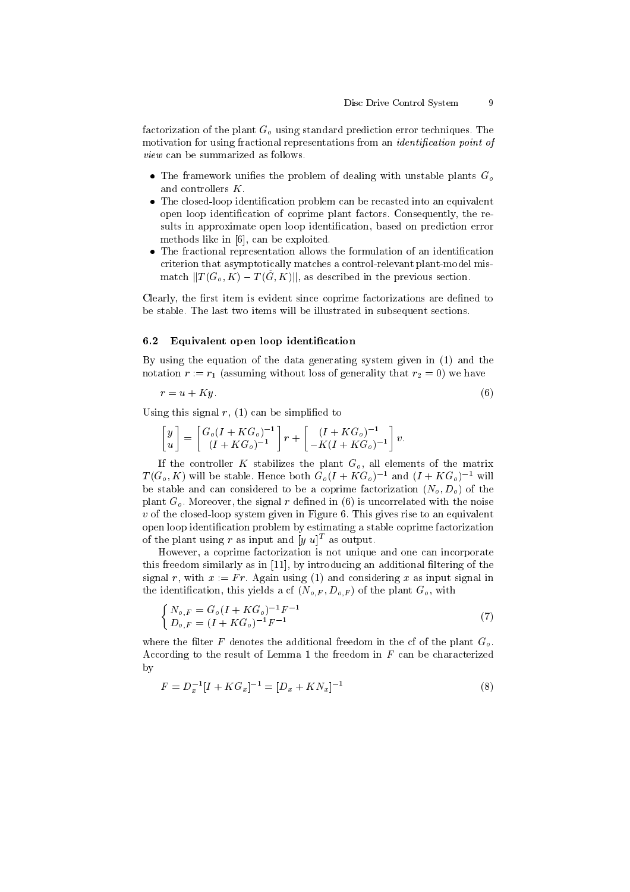factorization of the plant $G_o$ using standard prediction error techniques. The motivation for using fractional representations from an *identification point of view* can be summarized as follows.

- The framework unifies the problem of dealing with unstable plants $G_o$ and controllers $K$.
- The closed-loop identification problem can be recasted into an equivalent open loop identification of coprime plant factors. Consequently, the results in approximate open loop identification, based on prediction error methods like in [6], can be exploited.
- The fractional representation allows the formulation of an identification criterion that asymptotically matches a control-relevant plant-model mismatch $\|T(G_o, K) - T(\hat{G}, K)\|$, as described in the previous section.

Clearly, the first item is evident since coprime factorizations are defined to be stable. The last two items will be illustrated in subsequent sections.

### 6.2 Equivalent open loop identification

By using the equation of the data generating system given in (1) and the notation $r := r_1$ (assuming without loss of generality that $r_2 = 0$) we have

$$r = u + Ky. \tag{6}$$

Using this signal $r$, (1) can be simplified to

$$\begin{bmatrix} y \\ u \end{bmatrix} = \begin{bmatrix} G_o(I + KG_o)^{-1} \\ (I + KG_o)^{-1} \end{bmatrix} r + \begin{bmatrix} (I + KG_o)^{-1} \\ -K(I + KG_o)^{-1} \end{bmatrix} v.$$

If the controller $K$ stabilizes the plant $G_o$, all elements of the matrix $T(G_o, K)$ will be stable. Hence both $G_o(I + KG_o)^{-1}$ and $(I + KG_o)^{-1}$ will be stable and can considered to be a coprime factorization $(N_o, D_o)$ of the plant $G_o$. Moreover, the signal $r$ defined in (6) is uncorrelated with the noise $v$ of the closed-loop system given in Figure 6. This gives rise to an equivalent open loop identification problem by estimating a stable coprime factorization of the plant using $r$ as input and $[y\ u]^T$ as output.

However, a coprime factorization is not unique and one can incorporate this freedom similarly as in [11], by introducing an additional filtering of the signal $r$, with $x := Fr$. Again using (1) and considering $x$ as input signal in the identification, this yields a cf $(N_{o,F}, D_{o,F})$ of the plant $G_o$, with

$$\begin{cases} N_{o,F} = G_o(I + KG_o)^{-1}F^{-1} \\ D_{o,F} = (I + KG_o)^{-1}F^{-1} \end{cases} \tag{7}$$

where the filter $F$ denotes the additional freedom in the cf of the plant $G_o$. According to the result of Lemma 1 the freedom in $F$ can be characterized by

$$F = D_x^{-1}[I + KG_x]^{-1} = [D_x + KN_x]^{-1} \tag{8}$$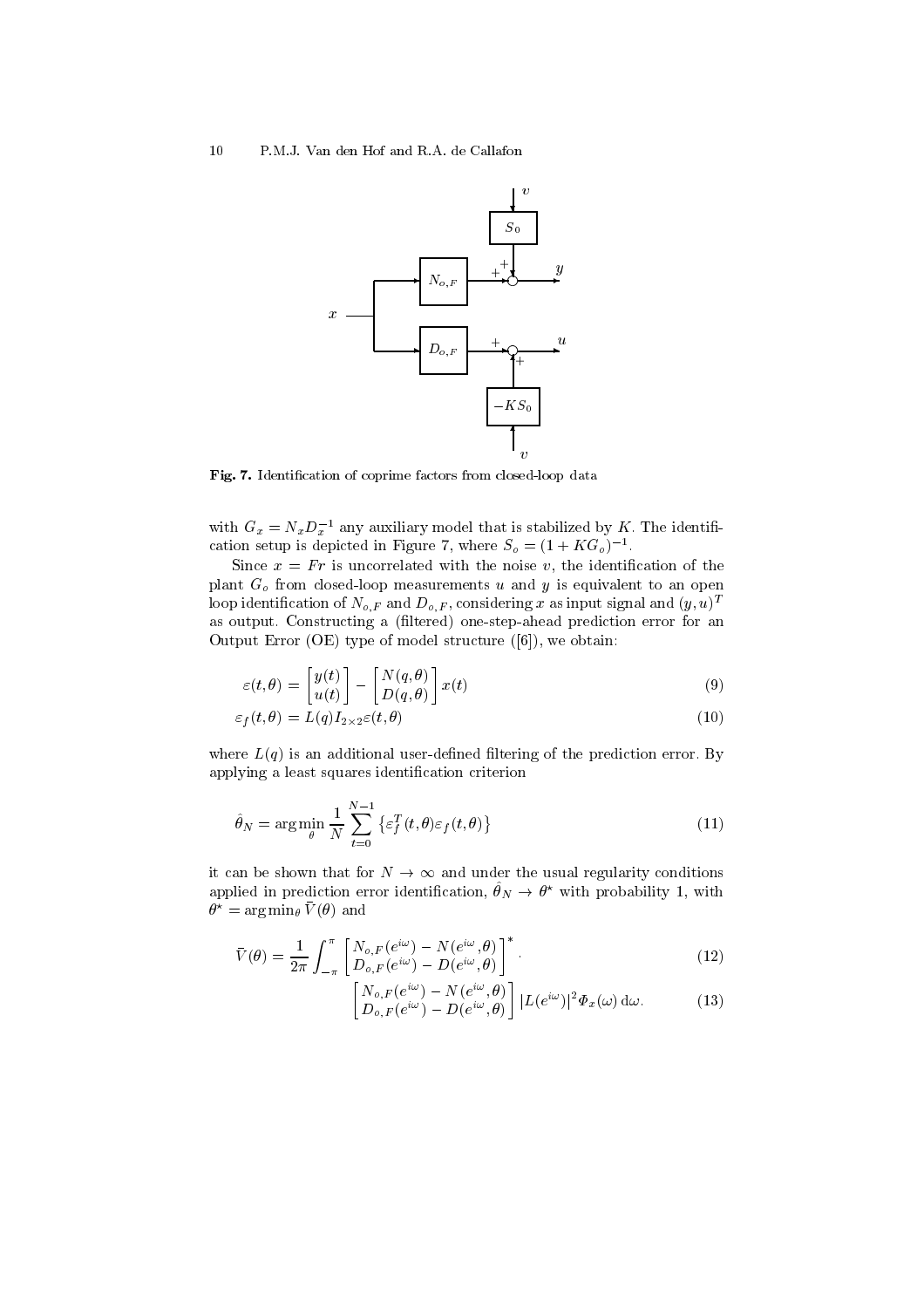Fig. 7. Identification of coprime factors from closed-loop data

with $G_x = N_x D_x^{-1}$ any auxiliary model that is stabilized by $K$. The identification setup is depicted in Figure 7, where $S_o = (1 + KG_o)^{-1}$.

Since $x = Fr$ is uncorrelated with the noise $v$, the identification of the plant $G_o$ from closed-loop measurements $u$ and $y$ is equivalent to an open loop identification of $N_{o,F}$ and $D_{o,F}$, considering $x$ as input signal and $(y, u)^T$ as output. Constructing a (filtered) one-step-ahead prediction error for an Output Error (OE) type of model structure ([6]), we obtain:

$$\varepsilon(t,\theta) = \begin{bmatrix} y(t) \\ u(t) \end{bmatrix} - \begin{bmatrix} N(q,\theta) \\ D(q,\theta) \end{bmatrix} x(t) \tag{9}$$

$$\varepsilon_f(t,\theta) = L(q) I_{2\times 2} \varepsilon(t,\theta) \tag{10}$$

where $L(q)$ is an additional user-defined filtering of the prediction error. By applying a least squares identification criterion

$$\hat{\theta}_N = \arg\min_{\theta} \frac{1}{N} \sum_{t=0}^{N-1} \{\varepsilon_f^T(t,\theta)\varepsilon_f(t,\theta)\} \tag{11}$$

it can be shown that for $N \to \infty$ and under the usual regularity conditions applied in prediction error identification, $\hat{\theta}_N \to \theta^\star$ with probability 1, with $\theta^\star = \arg\min_\theta \bar{V}(\theta)$ and

$$\bar{V}(\theta) = \frac{1}{2\pi} \int_{-\pi}^{\pi} \begin{bmatrix} N_{o,F}(e^{i\omega}) - N(e^{i\omega},\theta) \\ D_{o,F}(e^{i\omega}) - D(e^{i\omega},\theta) \end{bmatrix}^* \cdot \tag{12}$$

$$\begin{bmatrix} N_{o,F}(e^{i\omega}) - N(e^{i\omega},\theta) \\ D_{o,F}(e^{i\omega}) - D(e^{i\omega},\theta) \end{bmatrix} |L(e^{i\omega})|^2 \Phi_x(\omega)\, \mathrm{d}\omega. \tag{13}$$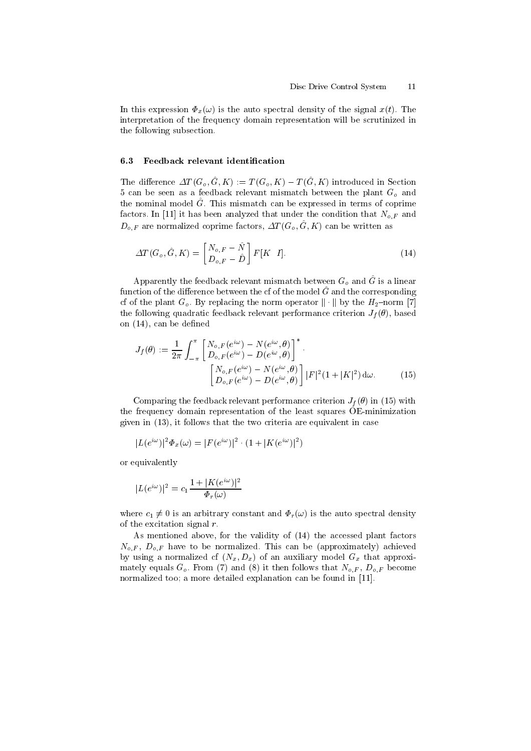In this expression $\Phi_x(\omega)$ is the auto spectral density of the signal $x(t)$. The interpretation of the frequency domain representation will be scrutinized in the following subsection.

### 6.3 Feedback relevant identification

The difference $\Delta T(G_o, \hat{G}, K) := T(G_o, K) - T(\hat{G}, K)$ introduced in Section 5 can be seen as a feedback relevant mismatch between the plant $G_o$ and the nominal model $\hat{G}$. This mismatch can be expressed in terms of coprime factors. In [11] it has been analyzed that under the condition that $N_{o,F}$ and $D_{o,F}$ are normalized coprime factors, $\Delta T(G_o, \hat{G}, K)$ can be written as

$$\Delta T(G_o, \hat{G}, K) = \begin{bmatrix} N_{o,F} - \hat{N} \\ D_{o,F} - \hat{D} \end{bmatrix} F[K \quad I]. \tag{14}$$

Apparently the feedback relevant mismatch between $G_o$ and $\hat{G}$ is a linear function of the difference between the cf of the model $\hat{G}$ and the corresponding cf of the plant $G_o$. By replacing the norm operator $\|\cdot\|$ by the $H_2$–norm [7] the following quadratic feedback relevant performance criterion $J_f(\theta)$, based on (14), can be defined

$$J_f(\theta) := \frac{1}{2\pi} \int_{-\pi}^{\pi} \begin{bmatrix} N_{o,F}(e^{i\omega}) - N(e^{i\omega}, \theta) \\ D_{o,F}(e^{i\omega}) - D(e^{i\omega}, \theta) \end{bmatrix}^* \cdot \begin{bmatrix} N_{o,F}(e^{i\omega}) - N(e^{i\omega}, \theta) \\ D_{o,F}(e^{i\omega}) - D(e^{i\omega}, \theta) \end{bmatrix} |F|^2 (1 + |K|^2) \, \mathrm{d}\omega. \tag{15}$$

Comparing the feedback relevant performance criterion $J_f(\theta)$ in (15) with the frequency domain representation of the least squares OE-minimization given in (13), it follows that the two criteria are equivalent in case

$$|L(e^{i\omega})|^2 \Phi_x(\omega) = |F(e^{i\omega})|^2 \cdot (1 + |K(e^{i\omega})|^2)$$

or equivalently

$$|L(e^{i\omega})|^2 = c_1 \frac{1 + |K(e^{i\omega})|^2}{\Phi_r(\omega)}$$

where $c_1 \neq 0$ is an arbitrary constant and $\Phi_r(\omega)$ is the auto spectral density of the excitation signal $r$.

As mentioned above, for the validity of (14) the accessed plant factors $N_{o,F}$, $D_{o,F}$ have to be normalized. This can be (approximately) achieved by using a normalized cf $(N_x, D_x)$ of an auxiliary model $G_x$ that approximately equals $G_o$. From (7) and (8) it then follows that $N_{o,F}$, $D_{o,F}$ become normalized too; a more detailed explanation can be found in [11].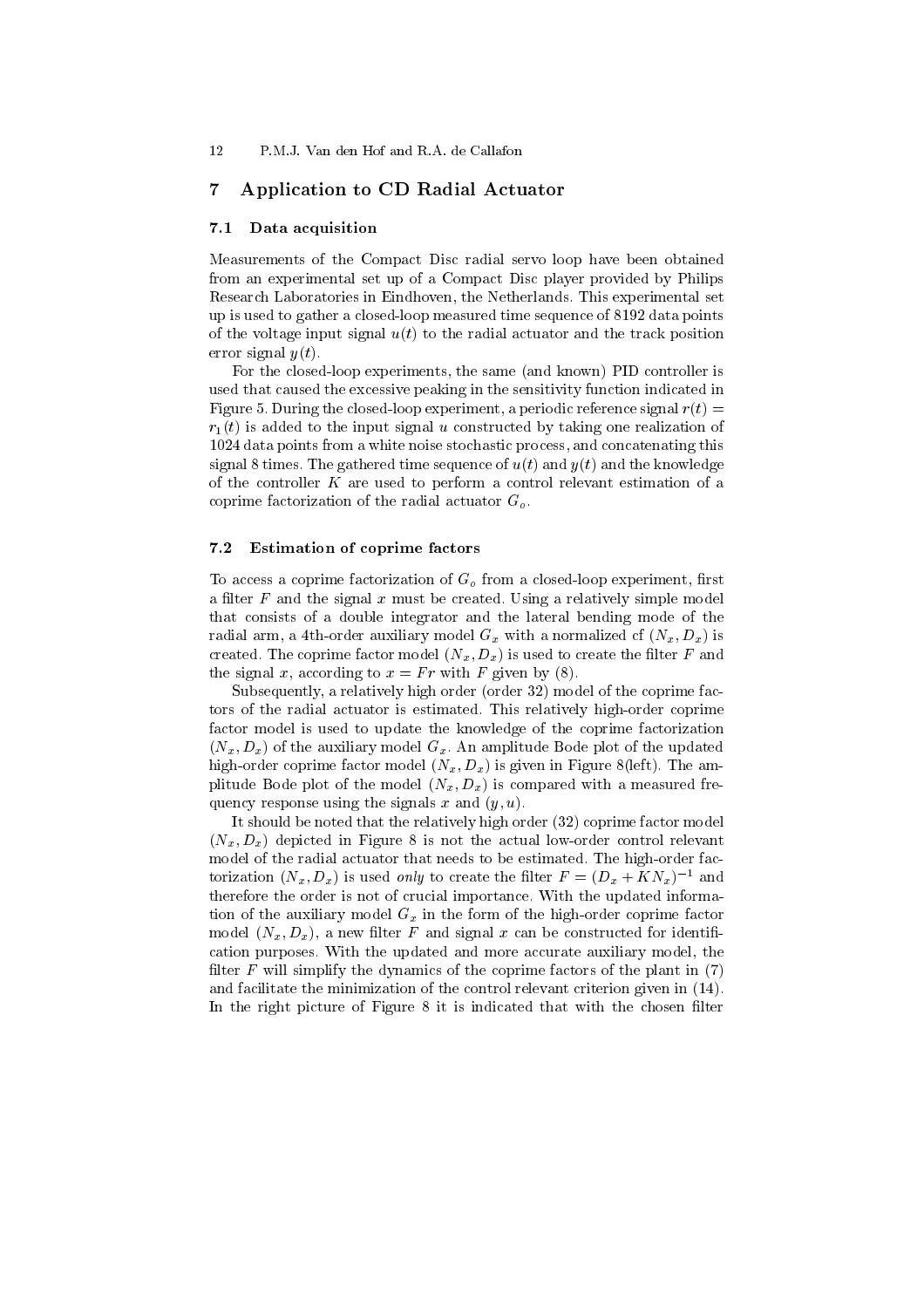## 7 Application to CD Radial Actuator

### 7.1 Data acquisition

Measurements of the Compact Disc radial servo loop have been obtained from an experimental set up of a Compact Disc player provided by Philips Research Laboratories in Eindhoven, the Netherlands. This experimental set up is used to gather a closed-loop measured time sequence of 8192 data points of the voltage input signal $u(t)$ to the radial actuator and the track position error signal $y(t)$.

For the closed-loop experiments, the same (and known) PID controller is used that caused the excessive peaking in the sensitivity function indicated in Figure 5. During the closed-loop experiment, a periodic reference signal $r(t) = r_1(t)$ is added to the input signal $u$ constructed by taking one realization of 1024 data points from a white noise stochastic process, and concatenating this signal 8 times. The gathered time sequence of $u(t)$ and $y(t)$ and the knowledge of the controller $K$ are used to perform a control relevant estimation of a coprime factorization of the radial actuator $G_o$.

### 7.2 Estimation of coprime factors

To access a coprime factorization of $G_o$ from a closed-loop experiment, first a filter $F$ and the signal $x$ must be created. Using a relatively simple model that consists of a double integrator and the lateral bending mode of the radial arm, a 4th-order auxiliary model $G_x$ with a normalized cf $(N_x, D_x)$ is created. The coprime factor model $(N_x, D_x)$ is used to create the filter $F$ and the signal $x$, according to $x = Fr$ with $F$ given by (8).

Subsequently, a relatively high order (order 32) model of the coprime factors of the radial actuator is estimated. This relatively high-order coprime factor model is used to update the knowledge of the coprime factorization $(N_x, D_x)$ of the auxiliary model $G_x$. An amplitude Bode plot of the updated high-order coprime factor model $(N_x, D_x)$ is given in Figure 8(left). The amplitude Bode plot of the model $(N_x, D_x)$ is compared with a measured frequency response using the signals $x$ and $(y, u)$.

It should be noted that the relatively high order (32) coprime factor model $(N_x, D_x)$ depicted in Figure 8 is not the actual low-order control relevant model of the radial actuator that needs to be estimated. The high-order factorization $(N_x, D_x)$ is used *only* to create the filter $F = (D_x + KN_x)^{-1}$ and therefore the order is not of crucial importance. With the updated information of the auxiliary model $G_x$ in the form of the high-order coprime factor model $(N_x, D_x)$, a new filter $F$ and signal $x$ can be constructed for identification purposes. With the updated and more accurate auxiliary model, the filter $F$ will simplify the dynamics of the coprime factors of the plant in (7) and facilitate the minimization of the control relevant criterion given in (14). In the right picture of Figure 8 it is indicated that with the chosen filter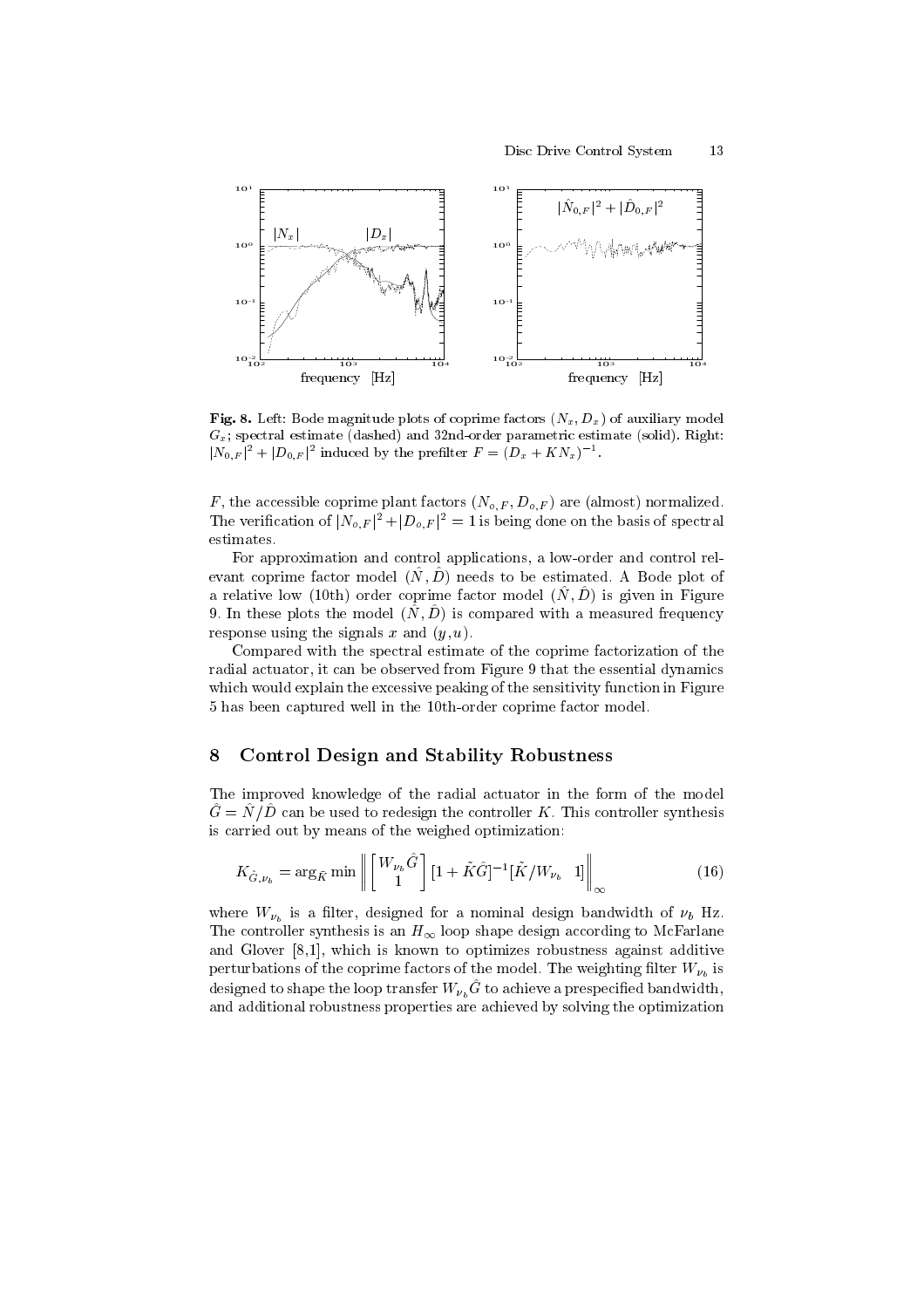**Fig. 8.** Left: Bode magnitude plots of coprime factors $(N_x, D_x)$ of auxiliary model $G_x$; spectral estimate (dashed) and 32nd-order parametric estimate (solid). Right: $|N_{0,F}|^2 + |D_{0,F}|^2$ induced by the prefilter $F = (D_x + KN_x)^{-1}$.

$F$, the accessible coprime plant factors $(N_{o,F}, D_{o,F})$ are (almost) normalized. The verification of $|N_{o,F}|^2 + |D_{o,F}|^2 = 1$ is being done on the basis of spectral estimates.

For approximation and control applications, a low-order and control relevant coprime factor model $(\hat{N}, \hat{D})$ needs to be estimated. A Bode plot of a relative low (10th) order coprime factor model $(\hat{N}, \hat{D})$ is given in Figure 9. In these plots the model $(\hat{N}, \hat{D})$ is compared with a measured frequency response using the signals $x$ and $(y, u)$.

Compared with the spectral estimate of the coprime factorization of the radial actuator, it can be observed from Figure 9 that the essential dynamics which would explain the excessive peaking of the sensitivity function in Figure 5 has been captured well in the 10th-order coprime factor model.

## 8 Control Design and Stability Robustness

The improved knowledge of the radial actuator in the form of the model $\hat{G} = \hat{N}/\hat{D}$ can be used to redesign the controller $K$. This controller synthesis is carried out by means of the weighed optimization:

$$K_{\hat{G},\nu_b} = \arg_{\tilde{K}} \min \left\| \begin{bmatrix} W_{\nu_b}\hat{G} \\ 1 \end{bmatrix} [1 + \tilde{K}\hat{G}]^{-1} [\tilde{K}/W_{\nu_b} \quad 1] \right\|_{\infty} \tag{16}$$

where $W_{\nu_b}$ is a filter, designed for a nominal design bandwidth of $\nu_b$ Hz. The controller synthesis is an $H_\infty$ loop shape design according to McFarlane and Glover [8,1], which is known to optimizes robustness against additive perturbations of the coprime factors of the model. The weighting filter $W_{\nu_b}$ is designed to shape the loop transfer $W_{\nu_b}\hat{G}$ to achieve a prespecified bandwidth, and additional robustness properties are achieved by solving the optimization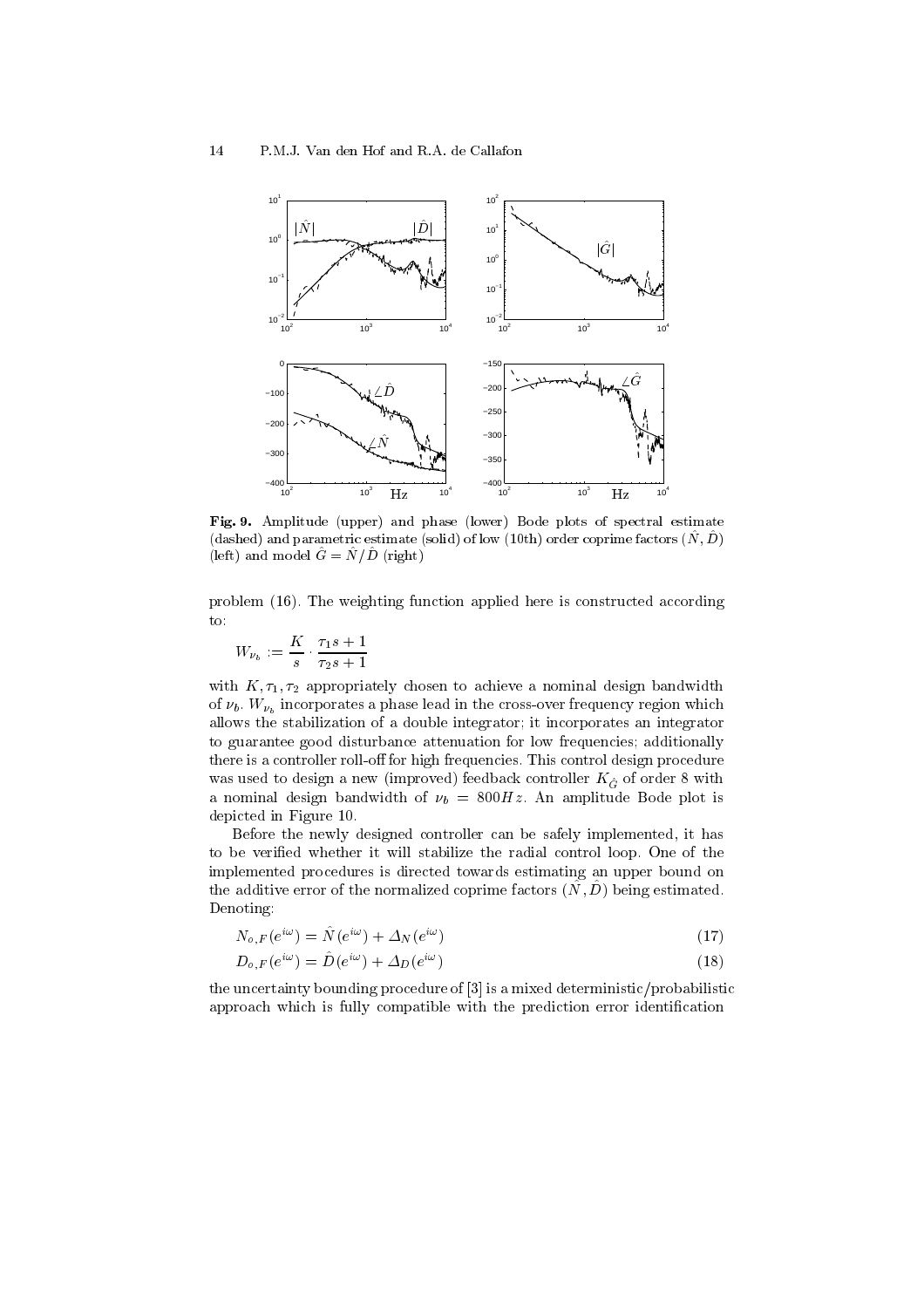**Fig. 9.** Amplitude (upper) and phase (lower) Bode plots of spectral estimate (dashed) and parametric estimate (solid) of low (10th) order coprime factors $(\hat{N}, \hat{D})$ (left) and model $\hat{G} = \hat{N}/\hat{D}$ (right)

problem (16). The weighting function applied here is constructed according to:

$$W_{\nu_b} := \frac{K}{s} \cdot \frac{\tau_1 s + 1}{\tau_2 s + 1}$$

with $K, \tau_1, \tau_2$ appropriately chosen to achieve a nominal design bandwidth of $\nu_b$. $W_{\nu_b}$ incorporates a phase lead in the cross-over frequency region which allows the stabilization of a double integrator; it incorporates an integrator to guarantee good disturbance attenuation for low frequencies; additionally there is a controller roll-off for high frequencies. This control design procedure was used to design a new (improved) feedback controller $K_{\hat{G}}$ of order 8 with a nominal design bandwidth of $\nu_b = 800Hz$. An amplitude Bode plot is depicted in Figure 10.

Before the newly designed controller can be safely implemented, it has to be verified whether it will stabilize the radial control loop. One of the implemented procedures is directed towards estimating an upper bound on the additive error of the normalized coprime factors $(\hat{N}, \hat{D})$ being estimated. Denoting:

$$N_{o,F}(e^{i\omega}) = \hat{N}(e^{i\omega}) + \Delta_N(e^{i\omega}) \tag{17}$$

$$D_{o,F}(e^{i\omega}) = \hat{D}(e^{i\omega}) + \Delta_D(e^{i\omega}) \tag{18}$$

the uncertainty bounding procedure of [3] is a mixed deterministic/probabilistic approach which is fully compatible with the prediction error identification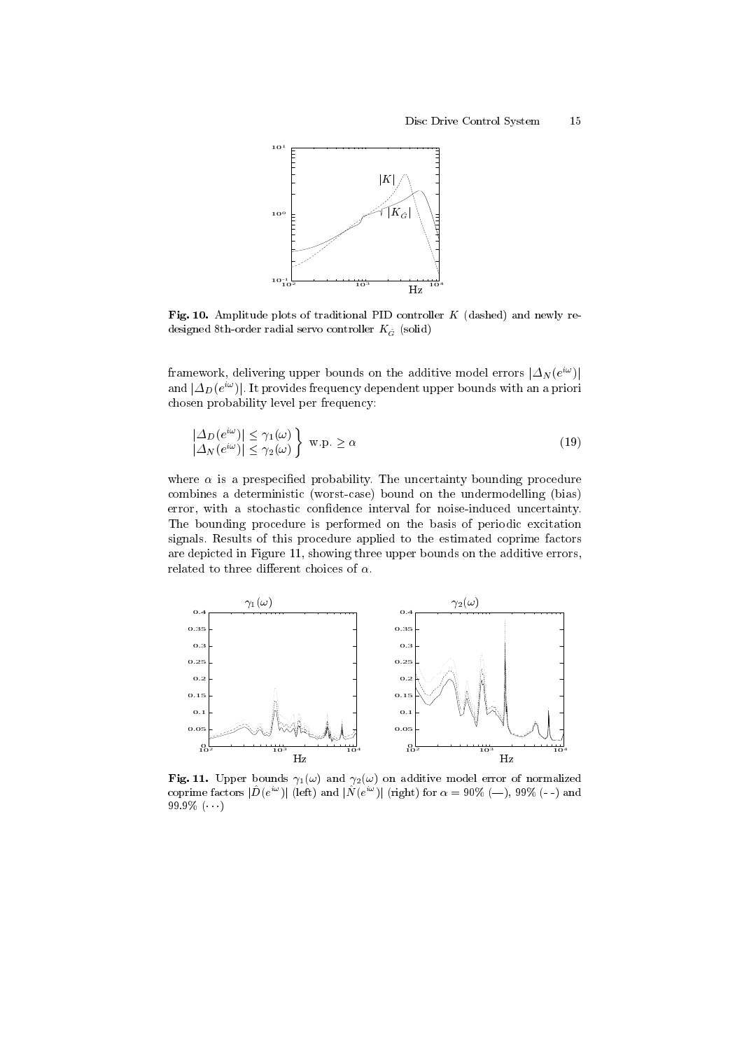**Fig. 10.** Amplitude plots of traditional PID controller $K$ (dashed) and newly re-designed 8th-order radial servo controller $K_{\hat{G}}$ (solid)

framework, delivering upper bounds on the additive model errors $|\Delta_N(e^{i\omega})|$ and $|\Delta_D(e^{i\omega})|$. It provides frequency dependent upper bounds with an a priori chosen probability level per frequency:

$$
\left. \begin{array}{l} |\Delta_D(e^{i\omega})| \leq \gamma_1(\omega) \\ |\Delta_N(e^{i\omega})| \leq \gamma_2(\omega) \end{array} \right\} \text{ w.p. } \geq \alpha \tag{19}
$$

where $\alpha$ is a prespecified probability. The uncertainty bounding procedure combines a deterministic (worst-case) bound on the undermodelling (bias) error, with a stochastic confidence interval for noise-induced uncertainty. The bounding procedure is performed on the basis of periodic excitation signals. Results of this procedure applied to the estimated coprime factors are depicted in Figure 11, showing three upper bounds on the additive errors, related to three different choices of $\alpha$.

**Fig. 11.** Upper bounds $\gamma_1(\omega)$ and $\gamma_2(\omega)$ on additive model error of normalized coprime factors $|\hat{D}(e^{i\omega})|$ (left) and $|\hat{N}(e^{i\omega})|$ (right) for $\alpha = 90\%$ (—), $99\%$ (- -) and $99.9\%$ ($\cdots$)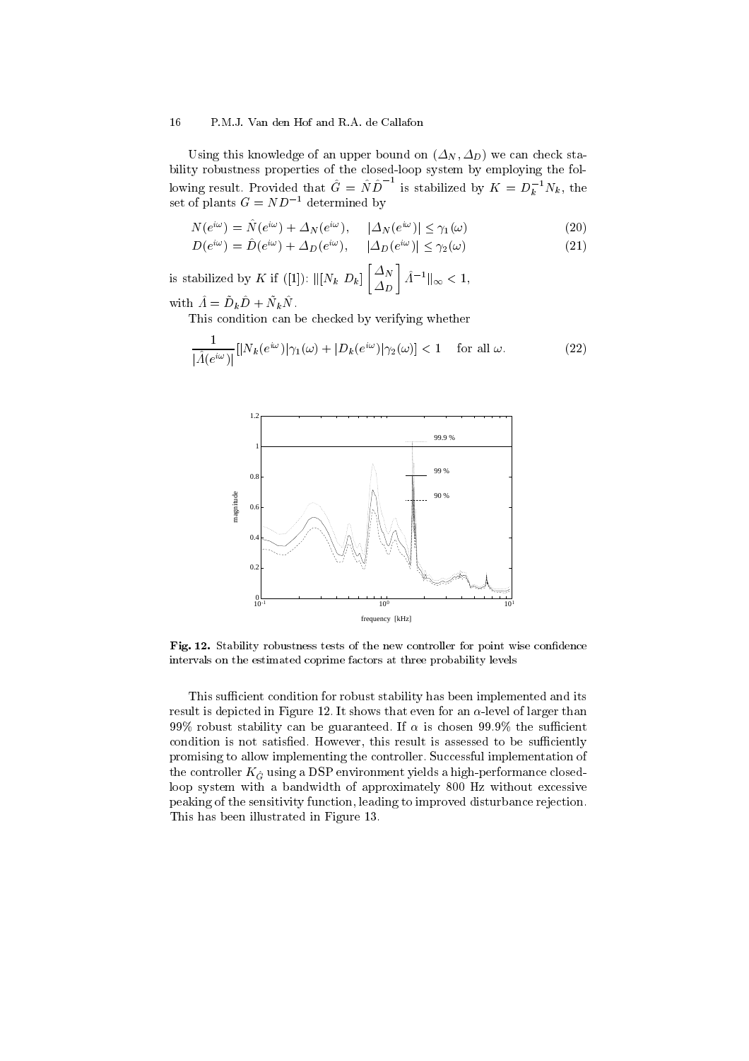Using this knowledge of an upper bound on $(\Delta_N, \Delta_D)$ we can check stability robustness properties of the closed-loop system by employing the following result. Provided that $\hat{G} = \hat{N}\hat{D}^{-1}$ is stabilized by $K = D_k^{-1}N_k$, the set of plants $G = ND^{-1}$ determined by

$$N(e^{i\omega}) = \hat{N}(e^{i\omega}) + \Delta_N(e^{i\omega}), \quad |\Delta_N(e^{i\omega})| \leq \gamma_1(\omega) \tag{20}$$

$$D(e^{i\omega}) = \hat{D}(e^{i\omega}) + \Delta_D(e^{i\omega}), \quad |\Delta_D(e^{i\omega})| \leq \gamma_2(\omega) \tag{21}$$

is stabilized by $K$ if ([1]): $\|[N_k \;\; D_k] \begin{bmatrix} \Delta_N \\ \Delta_D \end{bmatrix} \hat{\Lambda}^{-1}\|_\infty < 1$,

with $\hat{\Lambda} = \tilde{D}_k\hat{D} + \tilde{N}_k\hat{N}$.

This condition can be checked by verifying whether

$$\frac{1}{|\hat{\Lambda}(e^{i\omega})|}[|N_k(e^{i\omega})|\gamma_1(\omega) + |D_k(e^{i\omega})|\gamma_2(\omega)] < 1 \quad \text{for all } \omega. \tag{22}$$

**Fig. 12.** Stability robustness tests of the new controller for point wise confidence intervals on the estimated coprime factors at three probability levels

This sufficient condition for robust stability has been implemented and its result is depicted in Figure 12. It shows that even for an $\alpha$-level of larger than 99% robust stability can be guaranteed. If $\alpha$ is chosen 99.9% the sufficient condition is not satisfied. However, this result is assessed to be sufficiently promising to allow implementing the controller. Successful implementation of the controller $K_{\hat{G}}$ using a DSP environment yields a high-performance closed-loop system with a bandwidth of approximately 800 Hz without excessive peaking of the sensitivity function, leading to improved disturbance rejection. This has been illustrated in Figure 13.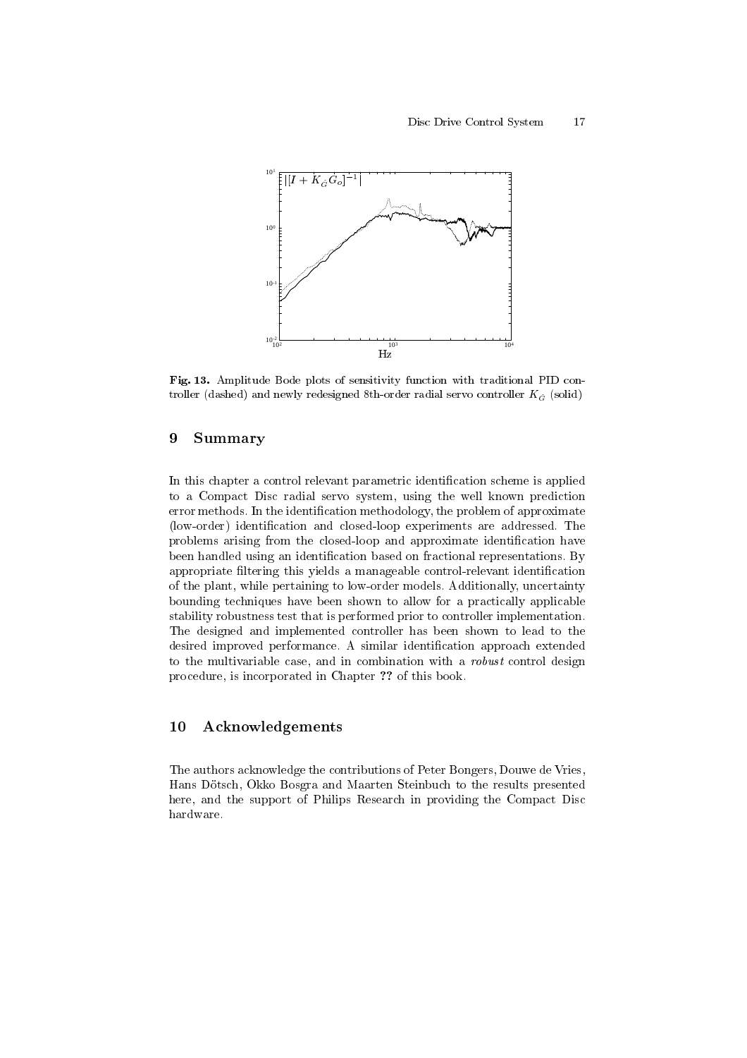Fig. 13. Amplitude Bode plots of sensitivity function with traditional PID controller (dashed) and newly redesigned 8th-order radial servo controller $K_{\hat{G}}$ (solid)

## 9 Summary

In this chapter a control relevant parametric identification scheme is applied to a Compact Disc radial servo system, using the well known prediction error methods. In the identification methodology, the problem of approximate (low-order) identification and closed-loop experiments are addressed. The problems arising from the closed-loop and approximate identification have been handled using an identification based on fractional representations. By appropriate filtering this yields a manageable control-relevant identification of the plant, while pertaining to low-order models. Additionally, uncertainty bounding techniques have been shown to allow for a practically applicable stability robustness test that is performed prior to controller implementation. The designed and implemented controller has been shown to lead to the desired improved performance. A similar identification approach extended to the multivariable case, and in combination with a *robust* control design procedure, is incorporated in Chapter **??** of this book.

## 10 Acknowledgements

The authors acknowledge the contributions of Peter Bongers, Douwe de Vries, Hans Dötsch, Okko Bosgra and Maarten Steinbuch to the results presented here, and the support of Philips Research in providing the Compact Disc hardware.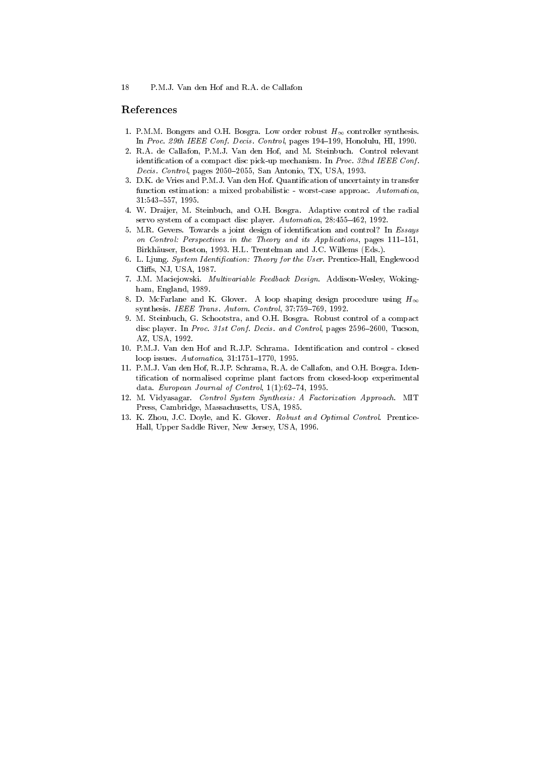## References

1. P.M.M. Bongers and O.H. Bosgra. Low order robust $H_\infty$ controller synthesis. In *Proc. 29th IEEE Conf. Decis. Control*, pages 194–199, Honolulu, HI, 1990.
2. R.A. de Callafon, P.M.J. Van den Hof, and M. Steinbuch. Control relevant identification of a compact disc pick-up mechanism. In *Proc. 32nd IEEE Conf. Decis. Control*, pages 2050–2055, San Antonio, TX, USA, 1993.
3. D.K. de Vries and P.M.J. Van den Hof. Quantification of uncertainty in transfer function estimation: a mixed probabilistic - worst-case approac. *Automatica*, 31:543–557, 1995.
4. W. Draijer, M. Steinbuch, and O.H. Bosgra. Adaptive control of the radial servo system of a compact disc player. *Automatica*, 28:455–462, 1992.
5. M.R. Gevers. Towards a joint design of identification and control? In *Essays on Control: Perspectives in the Theory and its Applications*, pages 111–151, Birkhäuser, Boston, 1993. H.L. Trentelman and J.C. Willems (Eds.).
6. L. Ljung. *System Identification: Theory for the User*. Prentice-Hall, Englewood Cliffs, NJ, USA, 1987.
7. J.M. Maciejowski. *Multivariable Feedback Design*. Addison-Wesley, Wokingham, England, 1989.
8. D. McFarlane and K. Glover. A loop shaping design procedure using $H_\infty$ synthesis. *IEEE Trans. Autom. Control*, 37:759–769, 1992.
9. M. Steinbuch, G. Schootstra, and O.H. Bosgra. Robust control of a compact disc player. In *Proc. 31st Conf. Decis. and Control*, pages 2596–2600, Tucson, AZ, USA, 1992.
10. P.M.J. Van den Hof and R.J.P. Schrama. Identification and control - closed loop issues. *Automatica*, 31:1751–1770, 1995.
11. P.M.J. Van den Hof, R.J.P. Schrama, R.A. de Callafon, and O.H. Bosgra. Identification of normalised coprime plant factors from closed-loop experimental data. *European Journal of Control*, 1(1):62–74, 1995.
12. M. Vidyasagar. *Control System Synthesis: A Factorization Approach*. MIT Press, Cambridge, Massachusetts, USA, 1985.
13. K. Zhou, J.C. Doyle, and K. Glover. *Robust and Optimal Control*. Prentice-Hall, Upper Saddle River, New Jersey, USA, 1996.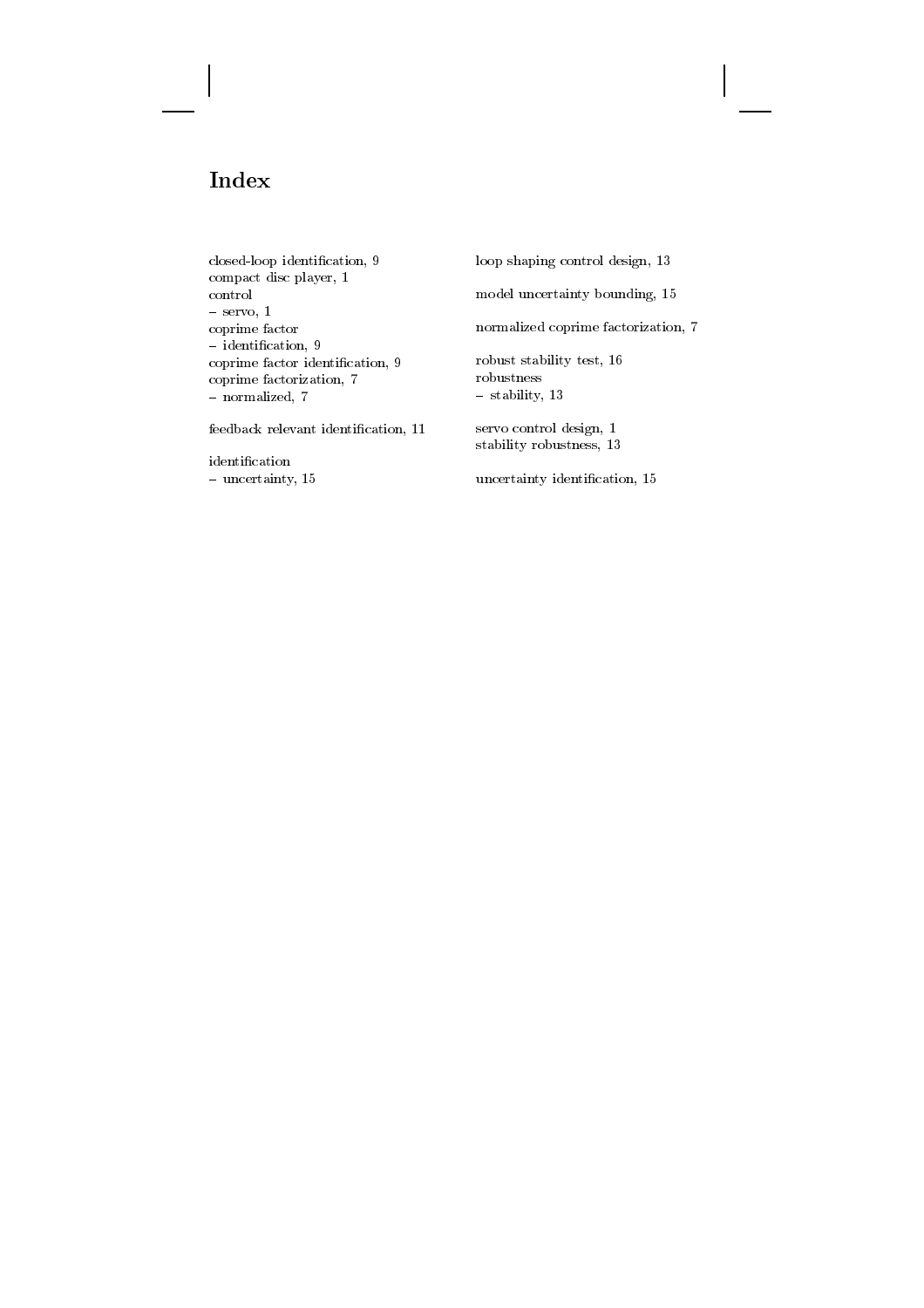# Index

closed-loop identification, 9
compact disc player, 1
control
– servo, 1
coprime factor
– identification, 9
coprime factor identification, 9
coprime factorization, 7
– normalized, 7

feedback relevant identification, 11

identification
– uncertainty, 15

loop shaping control design, 13

model uncertainty bounding, 15

normalized coprime factorization, 7

robust stability test, 16
robustness
– stability, 13

servo control design, 1
stability robustness, 13

uncertainty identification, 15